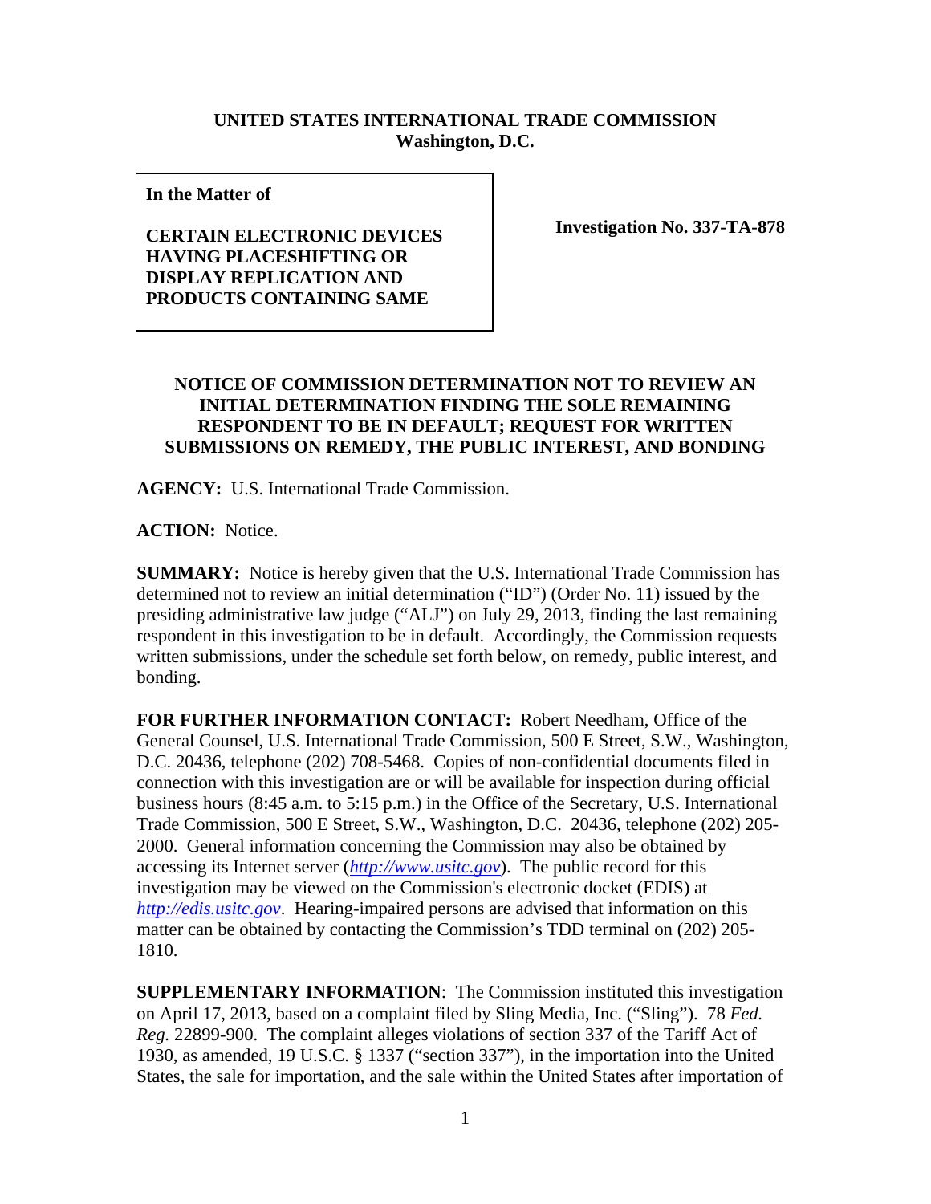**UNITED STATES INTERNATIONAL TRADE COMMISSION**
**Washington, D.C.**

| In the Matter of<br><br>**CERTAIN ELECTRONIC DEVICES HAVING PLACESHIFTING OR DISPLAY REPLICATION AND PRODUCTS CONTAINING SAME** | **Investigation No. 337-TA-878** |
|---|---|

**NOTICE OF COMMISSION DETERMINATION NOT TO REVIEW AN INITIAL DETERMINATION FINDING THE SOLE REMAINING RESPONDENT TO BE IN DEFAULT; REQUEST FOR WRITTEN SUBMISSIONS ON REMEDY, THE PUBLIC INTEREST, AND BONDING**

**AGENCY:** U.S. International Trade Commission.

**ACTION:** Notice.

**SUMMARY:** Notice is hereby given that the U.S. International Trade Commission has determined not to review an initial determination ("ID") (Order No. 11) issued by the presiding administrative law judge ("ALJ") on July 29, 2013, finding the last remaining respondent in this investigation to be in default. Accordingly, the Commission requests written submissions, under the schedule set forth below, on remedy, public interest, and bonding.

**FOR FURTHER INFORMATION CONTACT:** Robert Needham, Office of the General Counsel, U.S. International Trade Commission, 500 E Street, S.W., Washington, D.C. 20436, telephone (202) 708-5468. Copies of non-confidential documents filed in connection with this investigation are or will be available for inspection during official business hours (8:45 a.m. to 5:15 p.m.) in the Office of the Secretary, U.S. International Trade Commission, 500 E Street, S.W., Washington, D.C. 20436, telephone (202) 205-2000. General information concerning the Commission may also be obtained by accessing its Internet server (*http://www.usitc.gov*). The public record for this investigation may be viewed on the Commission's electronic docket (EDIS) at *http://edis.usitc.gov*. Hearing-impaired persons are advised that information on this matter can be obtained by contacting the Commission's TDD terminal on (202) 205-1810.

**SUPPLEMENTARY INFORMATION**: The Commission instituted this investigation on April 17, 2013, based on a complaint filed by Sling Media, Inc. ("Sling"). 78 *Fed. Reg.* 22899-900. The complaint alleges violations of section 337 of the Tariff Act of 1930, as amended, 19 U.S.C. § 1337 ("section 337"), in the importation into the United States, the sale for importation, and the sale within the United States after importation of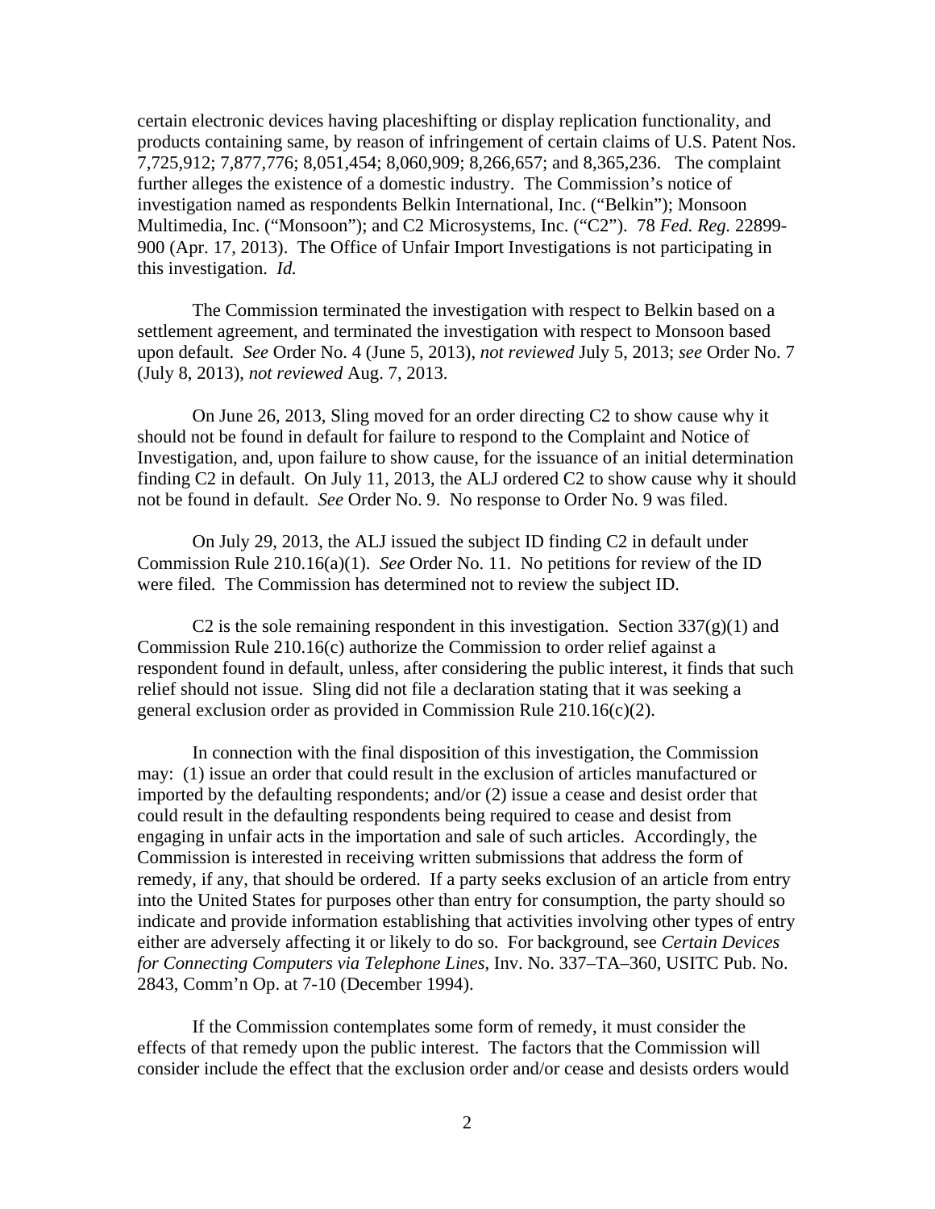certain electronic devices having placeshifting or display replication functionality, and products containing same, by reason of infringement of certain claims of U.S. Patent Nos. 7,725,912; 7,877,776; 8,051,454; 8,060,909; 8,266,657; and 8,365,236. The complaint further alleges the existence of a domestic industry. The Commission's notice of investigation named as respondents Belkin International, Inc. ("Belkin"); Monsoon Multimedia, Inc. ("Monsoon"); and C2 Microsystems, Inc. ("C2"). 78 *Fed. Reg.* 22899-900 (Apr. 17, 2013). The Office of Unfair Import Investigations is not participating in this investigation. *Id.*

The Commission terminated the investigation with respect to Belkin based on a settlement agreement, and terminated the investigation with respect to Monsoon based upon default. *See* Order No. 4 (June 5, 2013), *not reviewed* July 5, 2013; *see* Order No. 7 (July 8, 2013), *not reviewed* Aug. 7, 2013.

On June 26, 2013, Sling moved for an order directing C2 to show cause why it should not be found in default for failure to respond to the Complaint and Notice of Investigation, and, upon failure to show cause, for the issuance of an initial determination finding C2 in default. On July 11, 2013, the ALJ ordered C2 to show cause why it should not be found in default. *See* Order No. 9. No response to Order No. 9 was filed.

On July 29, 2013, the ALJ issued the subject ID finding C2 in default under Commission Rule 210.16(a)(1). *See* Order No. 11. No petitions for review of the ID were filed. The Commission has determined not to review the subject ID.

C2 is the sole remaining respondent in this investigation. Section 337(g)(1) and Commission Rule 210.16(c) authorize the Commission to order relief against a respondent found in default, unless, after considering the public interest, it finds that such relief should not issue. Sling did not file a declaration stating that it was seeking a general exclusion order as provided in Commission Rule 210.16(c)(2).

In connection with the final disposition of this investigation, the Commission may: (1) issue an order that could result in the exclusion of articles manufactured or imported by the defaulting respondents; and/or (2) issue a cease and desist order that could result in the defaulting respondents being required to cease and desist from engaging in unfair acts in the importation and sale of such articles. Accordingly, the Commission is interested in receiving written submissions that address the form of remedy, if any, that should be ordered. If a party seeks exclusion of an article from entry into the United States for purposes other than entry for consumption, the party should so indicate and provide information establishing that activities involving other types of entry either are adversely affecting it or likely to do so. For background, see *Certain Devices for Connecting Computers via Telephone Lines*, Inv. No. 337–TA–360, USITC Pub. No. 2843, Comm'n Op. at 7-10 (December 1994).

If the Commission contemplates some form of remedy, it must consider the effects of that remedy upon the public interest. The factors that the Commission will consider include the effect that the exclusion order and/or cease and desists orders would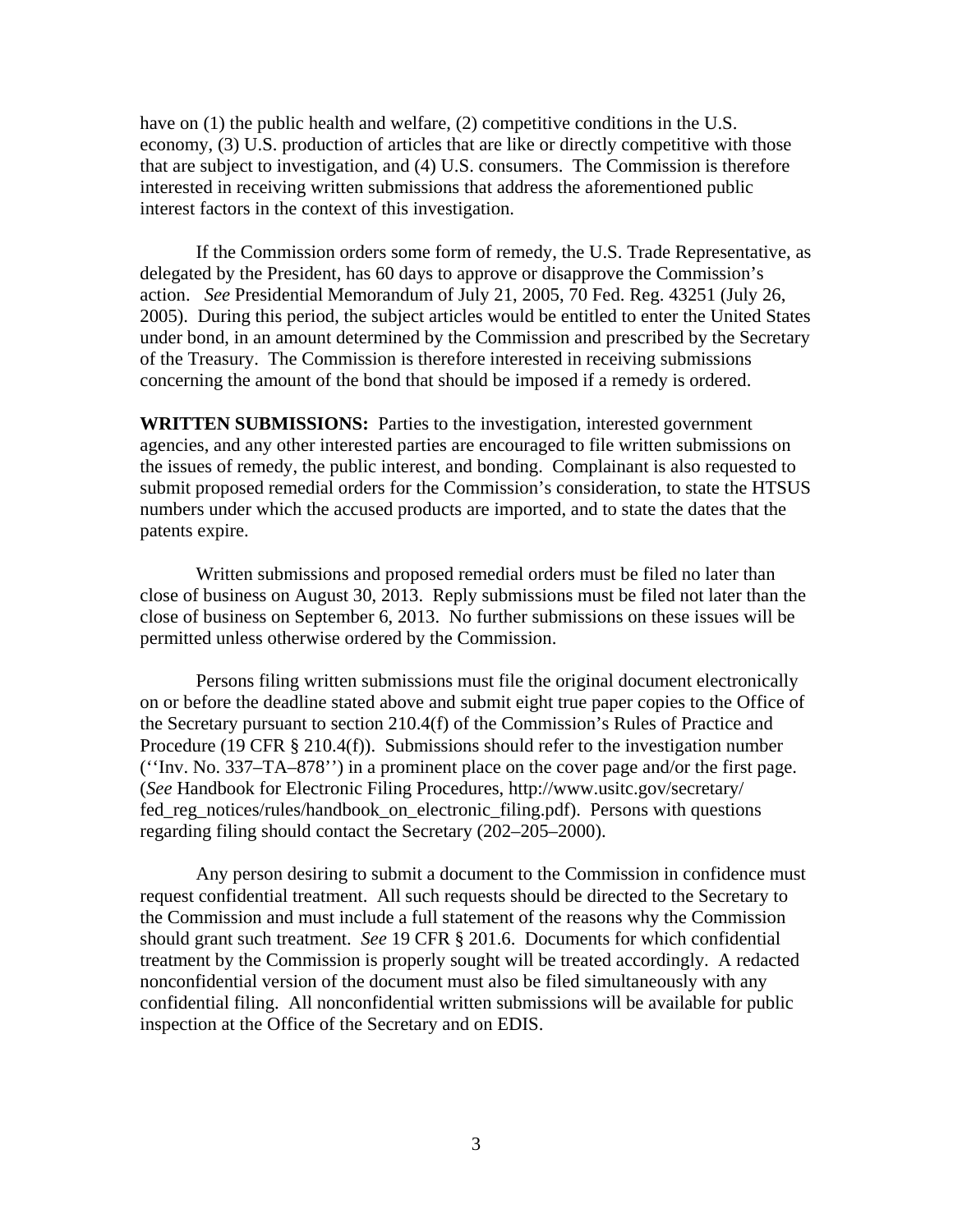have on (1) the public health and welfare, (2) competitive conditions in the U.S. economy, (3) U.S. production of articles that are like or directly competitive with those that are subject to investigation, and (4) U.S. consumers. The Commission is therefore interested in receiving written submissions that address the aforementioned public interest factors in the context of this investigation.

If the Commission orders some form of remedy, the U.S. Trade Representative, as delegated by the President, has 60 days to approve or disapprove the Commission's action. *See* Presidential Memorandum of July 21, 2005, 70 Fed. Reg. 43251 (July 26, 2005). During this period, the subject articles would be entitled to enter the United States under bond, in an amount determined by the Commission and prescribed by the Secretary of the Treasury. The Commission is therefore interested in receiving submissions concerning the amount of the bond that should be imposed if a remedy is ordered.

**WRITTEN SUBMISSIONS:** Parties to the investigation, interested government agencies, and any other interested parties are encouraged to file written submissions on the issues of remedy, the public interest, and bonding. Complainant is also requested to submit proposed remedial orders for the Commission's consideration, to state the HTSUS numbers under which the accused products are imported, and to state the dates that the patents expire.

Written submissions and proposed remedial orders must be filed no later than close of business on August 30, 2013. Reply submissions must be filed not later than the close of business on September 6, 2013. No further submissions on these issues will be permitted unless otherwise ordered by the Commission.

Persons filing written submissions must file the original document electronically on or before the deadline stated above and submit eight true paper copies to the Office of the Secretary pursuant to section 210.4(f) of the Commission's Rules of Practice and Procedure (19 CFR § 210.4(f)). Submissions should refer to the investigation number (''Inv. No. 337–TA–878'') in a prominent place on the cover page and/or the first page. (*See* Handbook for Electronic Filing Procedures, http://www.usitc.gov/secretary/fed_reg_notices/rules/handbook_on_electronic_filing.pdf). Persons with questions regarding filing should contact the Secretary (202–205–2000).

Any person desiring to submit a document to the Commission in confidence must request confidential treatment. All such requests should be directed to the Secretary to the Commission and must include a full statement of the reasons why the Commission should grant such treatment. *See* 19 CFR § 201.6. Documents for which confidential treatment by the Commission is properly sought will be treated accordingly. A redacted nonconfidential version of the document must also be filed simultaneously with any confidential filing. All nonconfidential written submissions will be available for public inspection at the Office of the Secretary and on EDIS.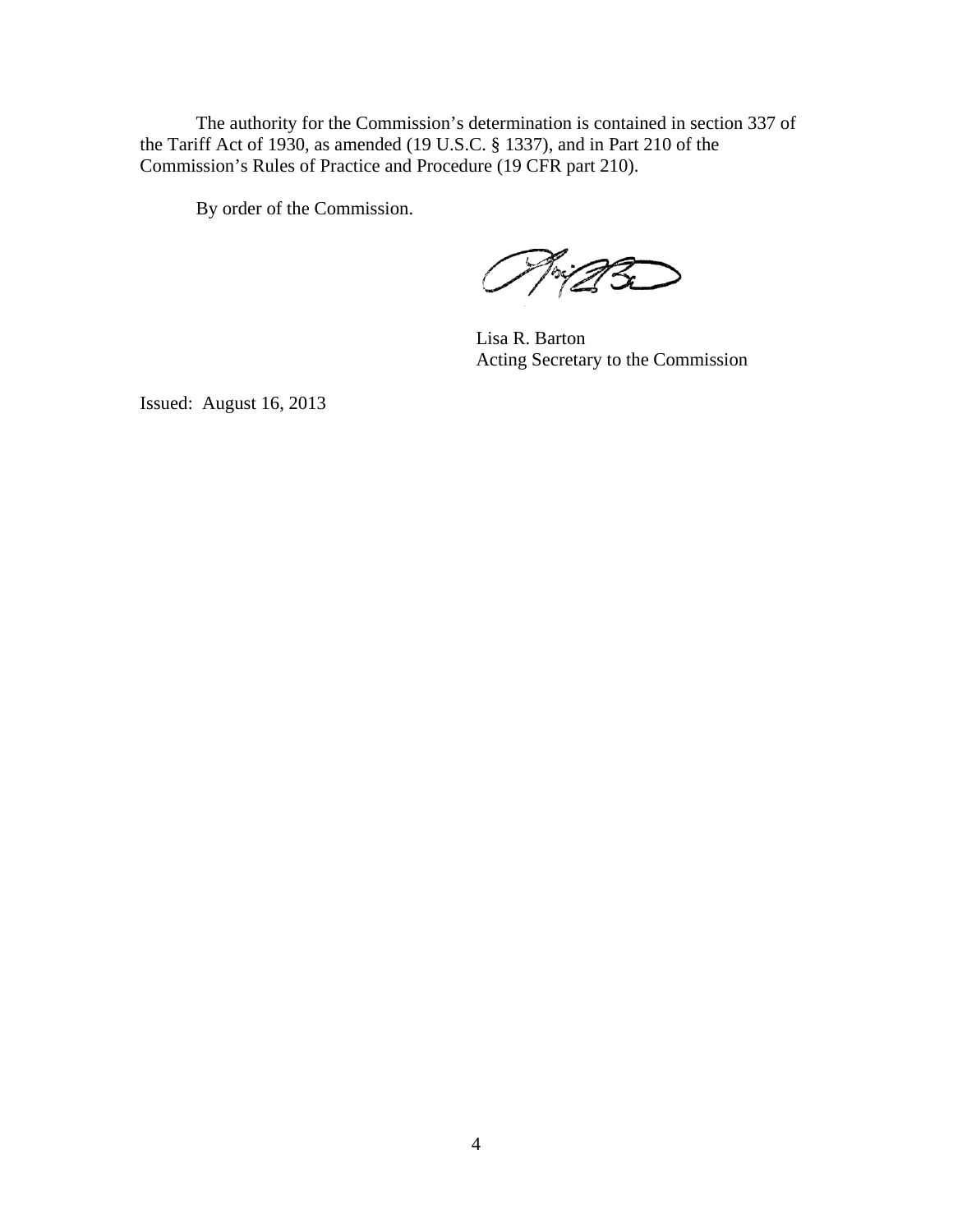The authority for the Commission's determination is contained in section 337 of the Tariff Act of 1930, as amended (19 U.S.C. § 1337), and in Part 210 of the Commission's Rules of Practice and Procedure (19 CFR part 210).

By order of the Commission.

Lisa R. Barton
Acting Secretary to the Commission

Issued: August 16, 2013